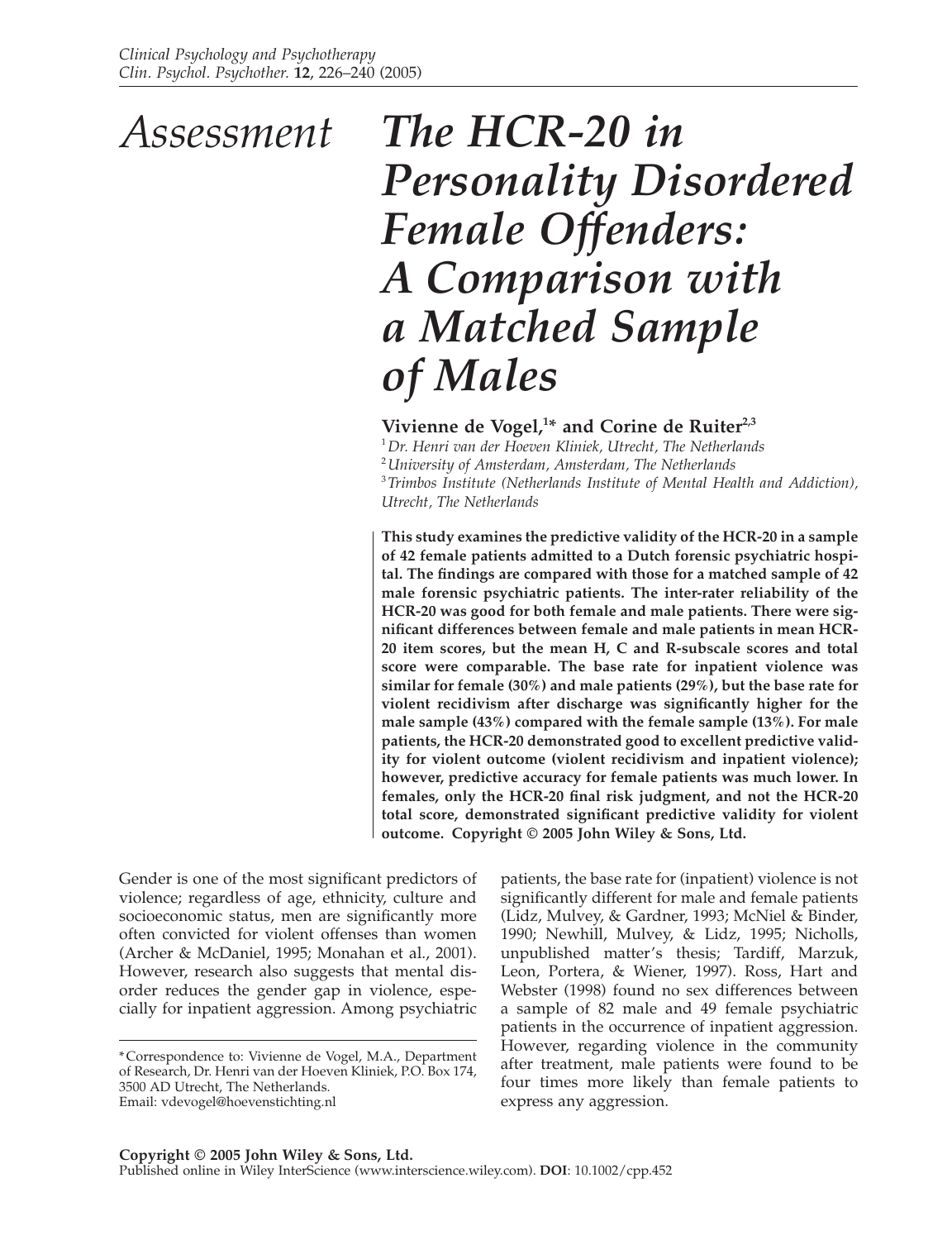Assessment

# The HCR-20 in Personality Disordered Female Offenders: A Comparison with a Matched Sample of Males

**Vivienne de Vogel,[1]* and Corine de Ruiter[2,3]**

[1] *Dr. Henri van der Hoeven Kliniek, Utrecht, The Netherlands*
[2] *University of Amsterdam, Amsterdam, The Netherlands*
[3] *Trimbos Institute (Netherlands Institute of Mental Health and Addiction), Utrecht, The Netherlands*

**This study examines the predictive validity of the HCR-20 in a sample of 42 female patients admitted to a Dutch forensic psychiatric hospital. The findings are compared with those for a matched sample of 42 male forensic psychiatric patients. The inter-rater reliability of the HCR-20 was good for both female and male patients. There were significant differences between female and male patients in mean HCR-20 item scores, but the mean H, C and R-subscale scores and total score were comparable. The base rate for inpatient violence was similar for female (30%) and male patients (29%), but the base rate for violent recidivism after discharge was significantly higher for the male sample (43%) compared with the female sample (13%). For male patients, the HCR-20 demonstrated good to excellent predictive validity for violent outcome (violent recidivism and inpatient violence); however, predictive accuracy for female patients was much lower. In females, only the HCR-20 final risk judgment, and not the HCR-20 total score, demonstrated significant predictive validity for violent outcome. Copyright © 2005 John Wiley & Sons, Ltd.**

Gender is one of the most significant predictors of violence; regardless of age, ethnicity, culture and socioeconomic status, men are significantly more often convicted for violent offenses than women (Archer & McDaniel, 1995; Monahan et al., 2001). However, research also suggests that mental disorder reduces the gender gap in violence, especially for inpatient aggression. Among psychiatric patients, the base rate for (inpatient) violence is not significantly different for male and female patients (Lidz, Mulvey, & Gardner, 1993; McNiel & Binder, 1990; Newhill, Mulvey, & Lidz, 1995; Nicholls, unpublished matter's thesis; Tardiff, Marzuk, Leon, Portera, & Wiener, 1997). Ross, Hart and Webster (1998) found no sex differences between a sample of 82 male and 49 female psychiatric patients in the occurrence of inpatient aggression. However, regarding violence in the community after treatment, male patients were found to be four times more likely than female patients to express any aggression.

*Correspondence to: Vivienne de Vogel, M.A., Department of Research, Dr. Henri van der Hoeven Kliniek, P.O. Box 174, 3500 AD Utrecht, The Netherlands.
Email: vdevogel@hoevenstichting.nl

**Copyright © 2005 John Wiley & Sons, Ltd.**
Published online in Wiley InterScience (www.interscience.wiley.com). **DOI**: 10.1002/cpp.452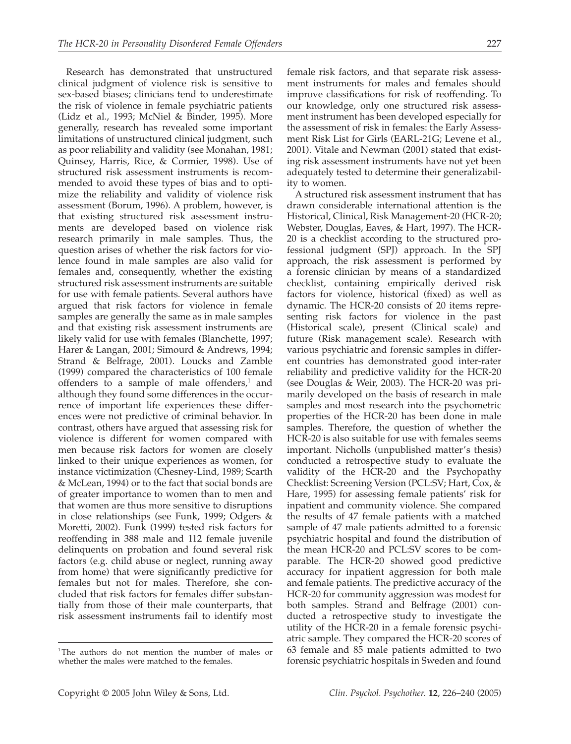Research has demonstrated that unstructured clinical judgment of violence risk is sensitive to sex-based biases; clinicians tend to underestimate the risk of violence in female psychiatric patients (Lidz et al., 1993; McNiel & Binder, 1995). More generally, research has revealed some important limitations of unstructured clinical judgment, such as poor reliability and validity (see Monahan, 1981; Quinsey, Harris, Rice, & Cormier, 1998). Use of structured risk assessment instruments is recommended to avoid these types of bias and to optimize the reliability and validity of violence risk assessment (Borum, 1996). A problem, however, is that existing structured risk assessment instruments are developed based on violence risk research primarily in male samples. Thus, the question arises of whether the risk factors for violence found in male samples are also valid for females and, consequently, whether the existing structured risk assessment instruments are suitable for use with female patients. Several authors have argued that risk factors for violence in female samples are generally the same as in male samples and that existing risk assessment instruments are likely valid for use with females (Blanchette, 1997; Harer & Langan, 2001; Simourd & Andrews, 1994; Strand & Belfrage, 2001). Loucks and Zamble (1999) compared the characteristics of 100 female offenders to a sample of male offenders,[1] and although they found some differences in the occurrence of important life experiences these differences were not predictive of criminal behavior. In contrast, others have argued that assessing risk for violence is different for women compared with men because risk factors for women are closely linked to their unique experiences as women, for instance victimization (Chesney-Lind, 1989; Scarth & McLean, 1994) or to the fact that social bonds are of greater importance to women than to men and that women are thus more sensitive to disruptions in close relationships (see Funk, 1999; Odgers & Moretti, 2002). Funk (1999) tested risk factors for reoffending in 388 male and 112 female juvenile delinquents on probation and found several risk factors (e.g. child abuse or neglect, running away from home) that were significantly predictive for females but not for males. Therefore, she concluded that risk factors for females differ substantially from those of their male counterparts, that risk assessment instruments fail to identify most female risk factors, and that separate risk assessment instruments for males and females should improve classifications for risk of reoffending. To our knowledge, only one structured risk assessment instrument has been developed especially for the assessment of risk in females: the Early Assessment Risk List for Girls (EARL-21G; Levene et al., 2001). Vitale and Newman (2001) stated that existing risk assessment instruments have not yet been adequately tested to determine their generalizability to women.

A structured risk assessment instrument that has drawn considerable international attention is the Historical, Clinical, Risk Management-20 (HCR-20; Webster, Douglas, Eaves, & Hart, 1997). The HCR-20 is a checklist according to the structured professional judgment (SPJ) approach. In the SPJ approach, the risk assessment is performed by a forensic clinician by means of a standardized checklist, containing empirically derived risk factors for violence, historical (fixed) as well as dynamic. The HCR-20 consists of 20 items representing risk factors for violence in the past (Historical scale), present (Clinical scale) and future (Risk management scale). Research with various psychiatric and forensic samples in different countries has demonstrated good inter-rater reliability and predictive validity for the HCR-20 (see Douglas & Weir, 2003). The HCR-20 was primarily developed on the basis of research in male samples and most research into the psychometric properties of the HCR-20 has been done in male samples. Therefore, the question of whether the HCR-20 is also suitable for use with females seems important. Nicholls (unpublished matter's thesis) conducted a retrospective study to evaluate the validity of the HCR-20 and the Psychopathy Checklist: Screening Version (PCL:SV; Hart, Cox, & Hare, 1995) for assessing female patients' risk for inpatient and community violence. She compared the results of 47 female patients with a matched sample of 47 male patients admitted to a forensic psychiatric hospital and found the distribution of the mean HCR-20 and PCL:SV scores to be comparable. The HCR-20 showed good predictive accuracy for inpatient aggression for both male and female patients. The predictive accuracy of the HCR-20 for community aggression was modest for both samples. Strand and Belfrage (2001) conducted a retrospective study to investigate the utility of the HCR-20 in a female forensic psychiatric sample. They compared the HCR-20 scores of 63 female and 85 male patients admitted to two forensic psychiatric hospitals in Sweden and found

[1]The authors do not mention the number of males or whether the males were matched to the females.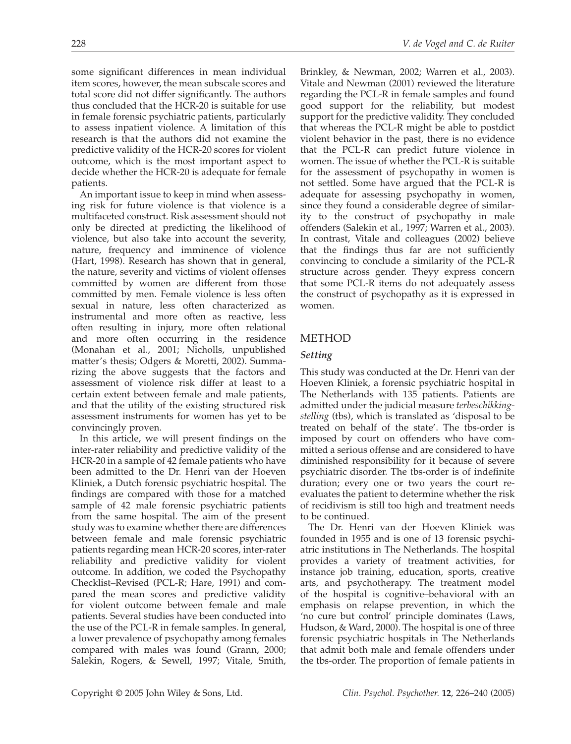some significant differences in mean individual item scores, however, the mean subscale scores and total score did not differ significantly. The authors thus concluded that the HCR-20 is suitable for use in female forensic psychiatric patients, particularly to assess inpatient violence. A limitation of this research is that the authors did not examine the predictive validity of the HCR-20 scores for violent outcome, which is the most important aspect to decide whether the HCR-20 is adequate for female patients.

An important issue to keep in mind when assessing risk for future violence is that violence is a multifaceted construct. Risk assessment should not only be directed at predicting the likelihood of violence, but also take into account the severity, nature, frequency and imminence of violence (Hart, 1998). Research has shown that in general, the nature, severity and victims of violent offenses committed by women are different from those committed by men. Female violence is less often sexual in nature, less often characterized as instrumental and more often as reactive, less often resulting in injury, more often relational and more often occurring in the residence (Monahan et al., 2001; Nicholls, unpublished matter's thesis; Odgers & Moretti, 2002). Summarizing the above suggests that the factors and assessment of violence risk differ at least to a certain extent between female and male patients, and that the utility of the existing structured risk assessment instruments for women has yet to be convincingly proven.

In this article, we will present findings on the inter-rater reliability and predictive validity of the HCR-20 in a sample of 42 female patients who have been admitted to the Dr. Henri van der Hoeven Kliniek, a Dutch forensic psychiatric hospital. The findings are compared with those for a matched sample of 42 male forensic psychiatric patients from the same hospital. The aim of the present study was to examine whether there are differences between female and male forensic psychiatric patients regarding mean HCR-20 scores, inter-rater reliability and predictive validity for violent outcome. In addition, we coded the Psychopathy Checklist–Revised (PCL-R; Hare, 1991) and compared the mean scores and predictive validity for violent outcome between female and male patients. Several studies have been conducted into the use of the PCL-R in female samples. In general, a lower prevalence of psychopathy among females compared with males was found (Grann, 2000; Salekin, Rogers, & Sewell, 1997; Vitale, Smith, Brinkley, & Newman, 2002; Warren et al., 2003). Vitale and Newman (2001) reviewed the literature regarding the PCL-R in female samples and found good support for the reliability, but modest support for the predictive validity. They concluded that whereas the PCL-R might be able to postdict violent behavior in the past, there is no evidence that the PCL-R can predict future violence in women. The issue of whether the PCL-R is suitable for the assessment of psychopathy in women is not settled. Some have argued that the PCL-R is adequate for assessing psychopathy in women, since they found a considerable degree of similarity to the construct of psychopathy in male offenders (Salekin et al., 1997; Warren et al., 2003). In contrast, Vitale and colleagues (2002) believe that the findings thus far are not sufficiently convincing to conclude a similarity of the PCL-R structure across gender. Theyy express concern that some PCL-R items do not adequately assess the construct of psychopathy as it is expressed in women.

## METHOD

### *Setting*

This study was conducted at the Dr. Henri van der Hoeven Kliniek, a forensic psychiatric hospital in The Netherlands with 135 patients. Patients are admitted under the judicial measure *terbeschikkingstelling* (tbs), which is translated as 'disposal to be treated on behalf of the state'. The tbs-order is imposed by court on offenders who have committed a serious offense and are considered to have diminished responsibility for it because of severe psychiatric disorder. The tbs-order is of indefinite duration; every one or two years the court reevaluates the patient to determine whether the risk of recidivism is still too high and treatment needs to be continued.

The Dr. Henri van der Hoeven Kliniek was founded in 1955 and is one of 13 forensic psychiatric institutions in The Netherlands. The hospital provides a variety of treatment activities, for instance job training, education, sports, creative arts, and psychotherapy. The treatment model of the hospital is cognitive–behavioral with an emphasis on relapse prevention, in which the 'no cure but control' principle dominates (Laws, Hudson, & Ward, 2000). The hospital is one of three forensic psychiatric hospitals in The Netherlands that admit both male and female offenders under the tbs-order. The proportion of female patients in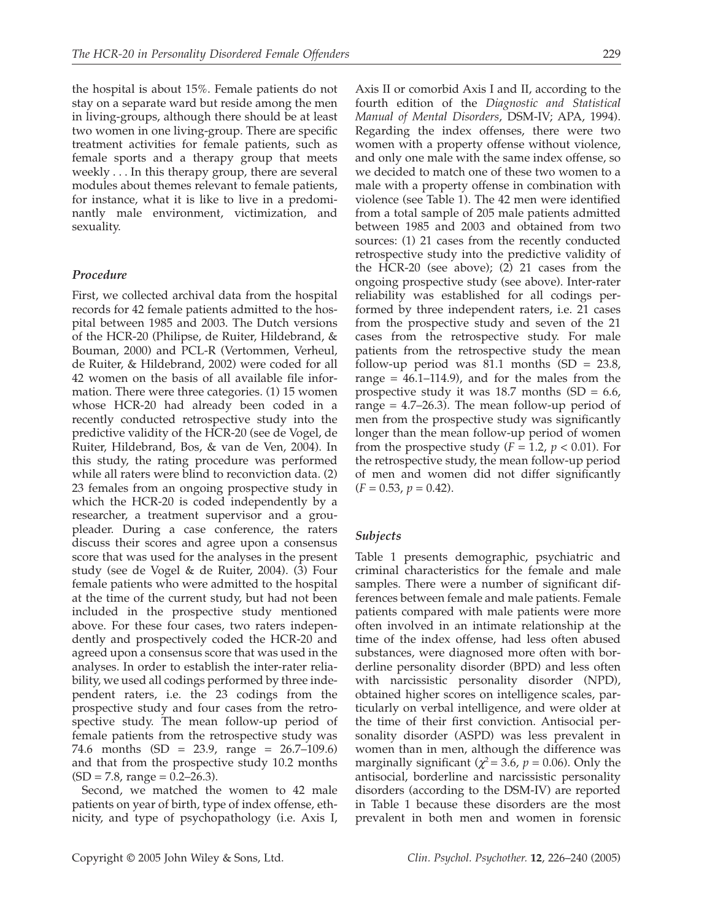the hospital is about 15%. Female patients do not stay on a separate ward but reside among the men in living-groups, although there should be at least two women in one living-group. There are specific treatment activities for female patients, such as female sports and a therapy group that meets weekly . . . In this therapy group, there are several modules about themes relevant to female patients, for instance, what it is like to live in a predominantly male environment, victimization, and sexuality.

### *Procedure*

First, we collected archival data from the hospital records for 42 female patients admitted to the hospital between 1985 and 2003. The Dutch versions of the HCR-20 (Philipse, de Ruiter, Hildebrand, & Bouman, 2000) and PCL-R (Vertommen, Verheul, de Ruiter, & Hildebrand, 2002) were coded for all 42 women on the basis of all available file information. There were three categories. (1) 15 women whose HCR-20 had already been coded in a recently conducted retrospective study into the predictive validity of the HCR-20 (see de Vogel, de Ruiter, Hildebrand, Bos, & van de Ven, 2004). In this study, the rating procedure was performed while all raters were blind to reconviction data. (2) 23 females from an ongoing prospective study in which the HCR-20 is coded independently by a researcher, a treatment supervisor and a groupleader. During a case conference, the raters discuss their scores and agree upon a consensus score that was used for the analyses in the present study (see de Vogel & de Ruiter, 2004). (3) Four female patients who were admitted to the hospital at the time of the current study, but had not been included in the prospective study mentioned above. For these four cases, two raters independently and prospectively coded the HCR-20 and agreed upon a consensus score that was used in the analyses. In order to establish the inter-rater reliability, we used all codings performed by three independent raters, i.e. the 23 codings from the prospective study and four cases from the retrospective study. The mean follow-up period of female patients from the retrospective study was 74.6 months (SD = 23.9, range = 26.7–109.6) and that from the prospective study 10.2 months (SD = 7.8, range = 0.2–26.3).

Second, we matched the women to 42 male patients on year of birth, type of index offense, ethnicity, and type of psychopathology (i.e. Axis I, Axis II or comorbid Axis I and II, according to the fourth edition of the *Diagnostic and Statistical Manual of Mental Disorders*, DSM-IV; APA, 1994). Regarding the index offenses, there were two women with a property offense without violence, and only one male with the same index offense, so we decided to match one of these two women to a male with a property offense in combination with violence (see Table 1). The 42 men were identified from a total sample of 205 male patients admitted between 1985 and 2003 and obtained from two sources: (1) 21 cases from the recently conducted retrospective study into the predictive validity of the HCR-20 (see above); (2) 21 cases from the ongoing prospective study (see above). Inter-rater reliability was established for all codings performed by three independent raters, i.e. 21 cases from the prospective study and seven of the 21 cases from the retrospective study. For male patients from the retrospective study the mean follow-up period was 81.1 months (SD = 23.8, range = 46.1–114.9), and for the males from the prospective study it was 18.7 months (SD = 6.6, range = 4.7–26.3). The mean follow-up period of men from the prospective study was significantly longer than the mean follow-up period of women from the prospective study ($F = 1.2$, $p < 0.01$). For the retrospective study, the mean follow-up period of men and women did not differ significantly ($F = 0.53$, $p = 0.42$).

### *Subjects*

Table 1 presents demographic, psychiatric and criminal characteristics for the female and male samples. There were a number of significant differences between female and male patients. Female patients compared with male patients were more often involved in an intimate relationship at the time of the index offense, had less often abused substances, were diagnosed more often with borderline personality disorder (BPD) and less often with narcissistic personality disorder (NPD), obtained higher scores on intelligence scales, particularly on verbal intelligence, and were older at the time of their first conviction. Antisocial personality disorder (ASPD) was less prevalent in women than in men, although the difference was marginally significant ($\chi^2 = 3.6$, $p = 0.06$). Only the antisocial, borderline and narcissistic personality disorders (according to the DSM-IV) are reported in Table 1 because these disorders are the most prevalent in both men and women in forensic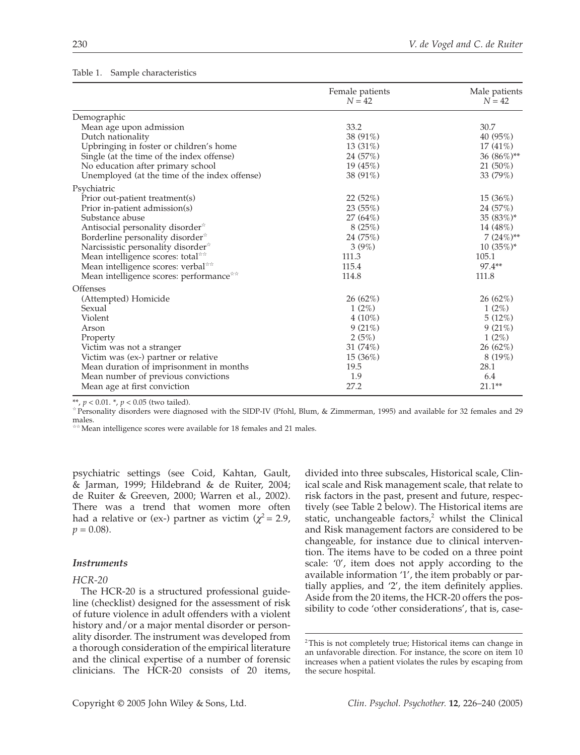Table 1. Sample characteristics

| | Female patients $N = 42$ | Male patients $N = 42$ |
|---|---|---|
| Demographic | | |
| Mean age upon admission | 33.2 | 30.7 |
| Dutch nationality | 38 (91%) | 40 (95%) |
| Upbringing in foster or children's home | 13 (31%) | 17 (41%) |
| Single (at the time of the index offense) | 24 (57%) | 36 (86%)** |
| No education after primary school | 19 (45%) | 21 (50%) |
| Unemployed (at the time of the index offense) | 38 (91%) | 33 (79%) |
| Psychiatric | | |
| Prior out-patient treatment(s) | 22 (52%) | 15 (36%) |
| Prior in-patient admission(s) | 23 (55%) | 24 (57%) |
| Substance abuse | 27 (64%) | 35 (83%)* |
| Antisocial personality disorder☆ | 8 (25%) | 14 (48%) |
| Borderline personality disorder☆ | 24 (75%) | 7 (24%)** |
| Narcissistic personality disorder☆ | 3 (9%) | 10 (35%)* |
| Mean intelligence scores: total☆☆ | 111.3 | 105.1 |
| Mean intelligence scores: verbal☆☆ | 115.4 | 97.4** |
| Mean intelligence scores: performance☆☆ | 114.8 | 111.8 |
| Offenses | | |
| (Attempted) Homicide | 26 (62%) | 26 (62%) |
| Sexual | 1 (2%) | 1 (2%) |
| Violent | 4 (10%) | 5 (12%) |
| Arson | 9 (21%) | 9 (21%) |
| Property | 2 (5%) | 1 (2%) |
| Victim was not a stranger | 31 (74%) | 26 (62%) |
| Victim was (ex-) partner or relative | 15 (36%) | 8 (19%) |
| Mean duration of imprisonment in months | 19.5 | 28.1 |
| Mean number of previous convictions | 1.9 | 6.4 |
| Mean age at first conviction | 27.2 | 21.1** |

**, $p < 0.01$. *, $p < 0.05$ (two tailed).

☆ Personality disorders were diagnosed with the SIDP-IV (Pfohl, Blum, & Zimmerman, 1995) and available for 32 females and 29 males.

☆☆ Mean intelligence scores were available for 18 females and 21 males.

psychiatric settings (see Coid, Kahtan, Gault, & Jarman, 1999; Hildebrand & de Ruiter, 2004; de Ruiter & Greeven, 2000; Warren et al., 2002). There was a trend that women more often had a relative or (ex-) partner as victim ($\chi^2 = 2.9$, $p = 0.08$).

### *Instruments*

*HCR-20*

The HCR-20 is a structured professional guideline (checklist) designed for the assessment of risk of future violence in adult offenders with a violent history and/or a major mental disorder or personality disorder. The instrument was developed from a thorough consideration of the empirical literature and the clinical expertise of a number of forensic clinicians. The HCR-20 consists of 20 items, divided into three subscales, Historical scale, Clinical scale and Risk management scale, that relate to risk factors in the past, present and future, respectively (see Table 2 below). The Historical items are static, unchangeable factors,[2] whilst the Clinical and Risk management factors are considered to be changeable, for instance due to clinical intervention. The items have to be coded on a three point scale: '0', item does not apply according to the available information '1', the item probably or partially applies, and '2', the item definitely applies. Aside from the 20 items, the HCR-20 offers the possibility to code 'other considerations', that is, case-

[2] This is not completely true; Historical items can change in an unfavorable direction. For instance, the score on item 10 increases when a patient violates the rules by escaping from the secure hospital.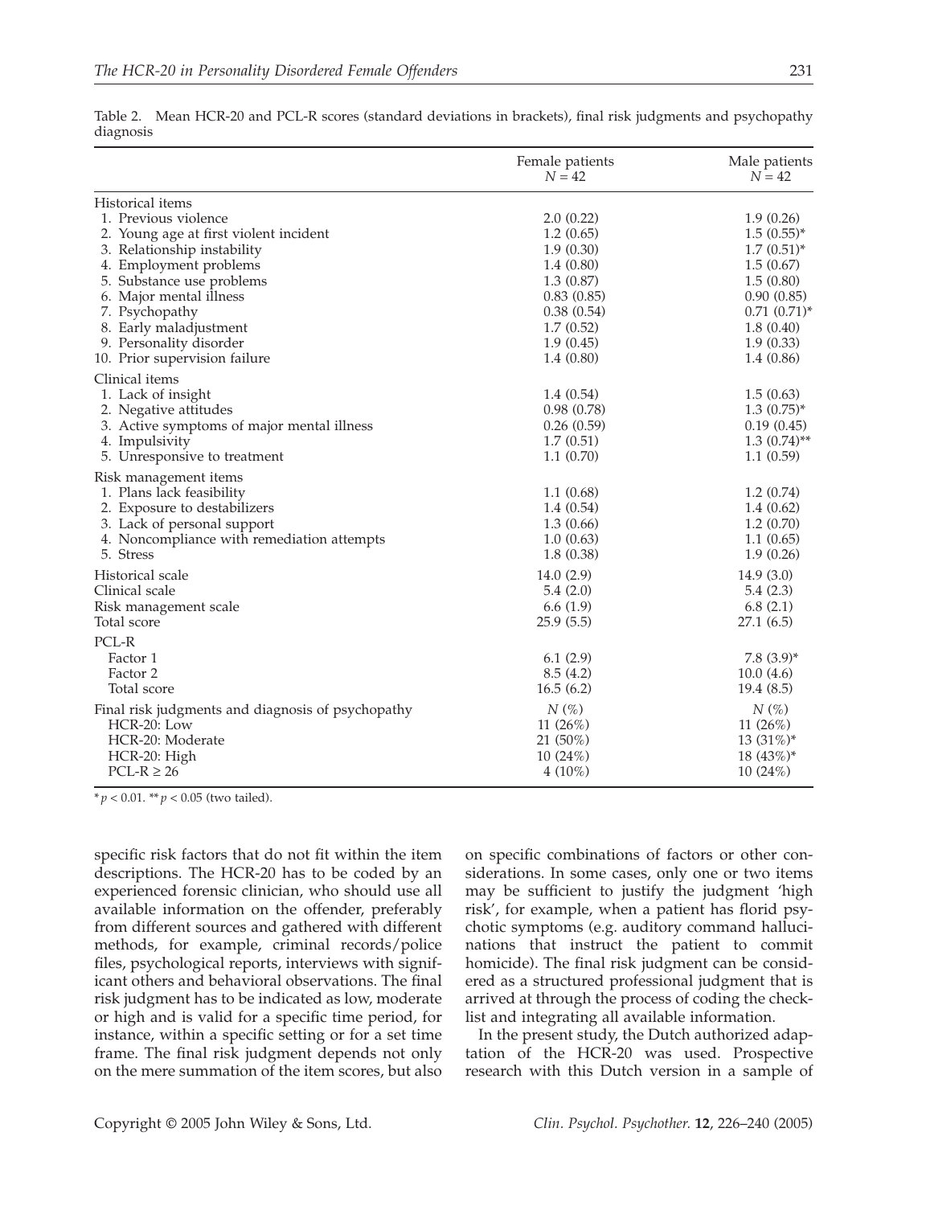Table 2. Mean HCR-20 and PCL-R scores (standard deviations in brackets), final risk judgments and psychopathy diagnosis

| | Female patients $N = 42$ | Male patients $N = 42$ |
|---|---|---|
| Historical items | | |
| 1. Previous violence | 2.0 (0.22) | 1.9 (0.26) |
| 2. Young age at first violent incident | 1.2 (0.65) | 1.5 (0.55)* |
| 3. Relationship instability | 1.9 (0.30) | 1.7 (0.51)* |
| 4. Employment problems | 1.4 (0.80) | 1.5 (0.67) |
| 5. Substance use problems | 1.3 (0.87) | 1.5 (0.80) |
| 6. Major mental illness | 0.83 (0.85) | 0.90 (0.85) |
| 7. Psychopathy | 0.38 (0.54) | 0.71 (0.71)* |
| 8. Early maladjustment | 1.7 (0.52) | 1.8 (0.40) |
| 9. Personality disorder | 1.9 (0.45) | 1.9 (0.33) |
| 10. Prior supervision failure | 1.4 (0.80) | 1.4 (0.86) |
| Clinical items | | |
| 1. Lack of insight | 1.4 (0.54) | 1.5 (0.63) |
| 2. Negative attitudes | 0.98 (0.78) | 1.3 (0.75)* |
| 3. Active symptoms of major mental illness | 0.26 (0.59) | 0.19 (0.45) |
| 4. Impulsivity | 1.7 (0.51) | 1.3 (0.74)** |
| 5. Unresponsive to treatment | 1.1 (0.70) | 1.1 (0.59) |
| Risk management items | | |
| 1. Plans lack feasibility | 1.1 (0.68) | 1.2 (0.74) |
| 2. Exposure to destabilizers | 1.4 (0.54) | 1.4 (0.62) |
| 3. Lack of personal support | 1.3 (0.66) | 1.2 (0.70) |
| 4. Noncompliance with remediation attempts | 1.0 (0.63) | 1.1 (0.65) |
| 5. Stress | 1.8 (0.38) | 1.9 (0.26) |
| Historical scale | 14.0 (2.9) | 14.9 (3.0) |
| Clinical scale | 5.4 (2.0) | 5.4 (2.3) |
| Risk management scale | 6.6 (1.9) | 6.8 (2.1) |
| Total score | 25.9 (5.5) | 27.1 (6.5) |
| PCL-R | | |
| Factor 1 | 6.1 (2.9) | 7.8 (3.9)* |
| Factor 2 | 8.5 (4.2) | 10.0 (4.6) |
| Total score | 16.5 (6.2) | 19.4 (8.5) |
| Final risk judgments and diagnosis of psychopathy | N (%) | N (%) |
| HCR-20: Low | 11 (26%) | 11 (26%) |
| HCR-20: Moderate | 21 (50%) | 13 (31%)* |
| HCR-20: High | 10 (24%) | 18 (43%)* |
| PCL-R ≥ 26 | 4 (10%) | 10 (24%) |

* $p < 0.01$. ** $p < 0.05$ (two tailed).

specific risk factors that do not fit within the item descriptions. The HCR-20 has to be coded by an experienced forensic clinician, who should use all available information on the offender, preferably from different sources and gathered with different methods, for example, criminal records/police files, psychological reports, interviews with significant others and behavioral observations. The final risk judgment has to be indicated as low, moderate or high and is valid for a specific time period, for instance, within a specific setting or for a set time frame. The final risk judgment depends not only on the mere summation of the item scores, but also on specific combinations of factors or other considerations. In some cases, only one or two items may be sufficient to justify the judgment 'high risk', for example, when a patient has florid psychotic symptoms (e.g. auditory command hallucinations that instruct the patient to commit homicide). The final risk judgment can be considered as a structured professional judgment that is arrived at through the process of coding the checklist and integrating all available information.

In the present study, the Dutch authorized adaptation of the HCR-20 was used. Prospective research with this Dutch version in a sample of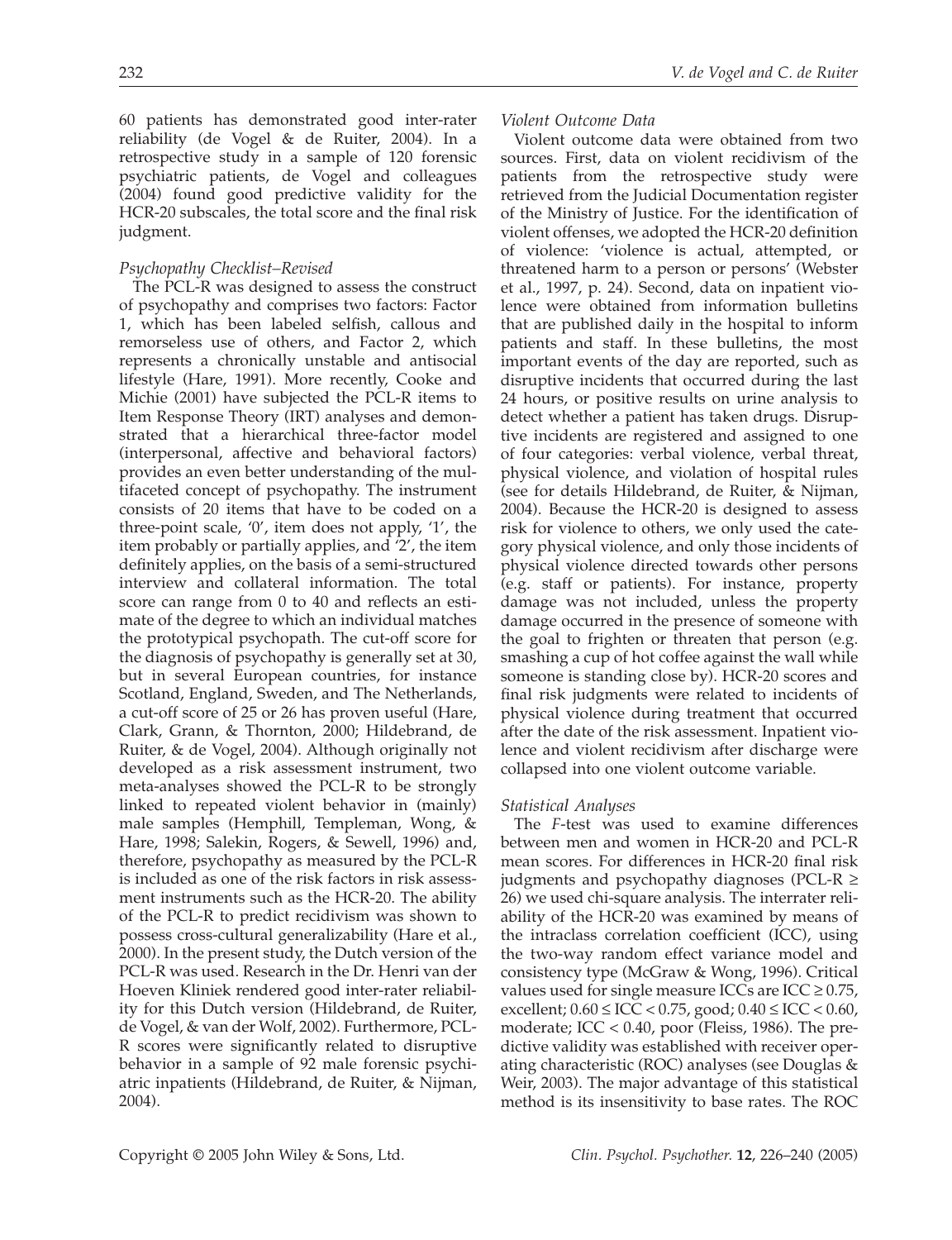60 patients has demonstrated good inter-rater reliability (de Vogel & de Ruiter, 2004). In a retrospective study in a sample of 120 forensic psychiatric patients, de Vogel and colleagues (2004) found good predictive validity for the HCR-20 subscales, the total score and the final risk judgment.

### *Psychopathy Checklist–Revised*

The PCL-R was designed to assess the construct of psychopathy and comprises two factors: Factor 1, which has been labeled selfish, callous and remorseless use of others, and Factor 2, which represents a chronically unstable and antisocial lifestyle (Hare, 1991). More recently, Cooke and Michie (2001) have subjected the PCL-R items to Item Response Theory (IRT) analyses and demonstrated that a hierarchical three-factor model (interpersonal, affective and behavioral factors) provides an even better understanding of the multifaceted concept of psychopathy. The instrument consists of 20 items that have to be coded on a three-point scale, '0', item does not apply, '1', the item probably or partially applies, and '2', the item definitely applies, on the basis of a semi-structured interview and collateral information. The total score can range from 0 to 40 and reflects an estimate of the degree to which an individual matches the prototypical psychopath. The cut-off score for the diagnosis of psychopathy is generally set at 30, but in several European countries, for instance Scotland, England, Sweden, and The Netherlands, a cut-off score of 25 or 26 has proven useful (Hare, Clark, Grann, & Thornton, 2000; Hildebrand, de Ruiter, & de Vogel, 2004). Although originally not developed as a risk assessment instrument, two meta-analyses showed the PCL-R to be strongly linked to repeated violent behavior in (mainly) male samples (Hemphill, Templeman, Wong, & Hare, 1998; Salekin, Rogers, & Sewell, 1996) and, therefore, psychopathy as measured by the PCL-R is included as one of the risk factors in risk assessment instruments such as the HCR-20. The ability of the PCL-R to predict recidivism was shown to possess cross-cultural generalizability (Hare et al., 2000). In the present study, the Dutch version of the PCL-R was used. Research in the Dr. Henri van der Hoeven Kliniek rendered good inter-rater reliability for this Dutch version (Hildebrand, de Ruiter, de Vogel, & van der Wolf, 2002). Furthermore, PCL-R scores were significantly related to disruptive behavior in a sample of 92 male forensic psychiatric inpatients (Hildebrand, de Ruiter, & Nijman, 2004).

### *Violent Outcome Data*

Violent outcome data were obtained from two sources. First, data on violent recidivism of the patients from the retrospective study were retrieved from the Judicial Documentation register of the Ministry of Justice. For the identification of violent offenses, we adopted the HCR-20 definition of violence: 'violence is actual, attempted, or threatened harm to a person or persons' (Webster et al., 1997, p. 24). Second, data on inpatient violence were obtained from information bulletins that are published daily in the hospital to inform patients and staff. In these bulletins, the most important events of the day are reported, such as disruptive incidents that occurred during the last 24 hours, or positive results on urine analysis to detect whether a patient has taken drugs. Disruptive incidents are registered and assigned to one of four categories: verbal violence, verbal threat, physical violence, and violation of hospital rules (see for details Hildebrand, de Ruiter, & Nijman, 2004). Because the HCR-20 is designed to assess risk for violence to others, we only used the category physical violence, and only those incidents of physical violence directed towards other persons (e.g. staff or patients). For instance, property damage was not included, unless the property damage occurred in the presence of someone with the goal to frighten or threaten that person (e.g. smashing a cup of hot coffee against the wall while someone is standing close by). HCR-20 scores and final risk judgments were related to incidents of physical violence during treatment that occurred after the date of the risk assessment. Inpatient violence and violent recidivism after discharge were collapsed into one violent outcome variable.

### *Statistical Analyses*

The *F*-test was used to examine differences between men and women in HCR-20 and PCL-R mean scores. For differences in HCR-20 final risk judgments and psychopathy diagnoses (PCL-R $\geq$ 26) we used chi-square analysis. The interrater reliability of the HCR-20 was examined by means of the intraclass correlation coefficient (ICC), using the two-way random effect variance model and consistency type (McGraw & Wong, 1996). Critical values used for single measure ICCs are ICC $\geq 0.75$, excellent; $0.60 \leq$ ICC $< 0.75$, good; $0.40 \leq$ ICC $< 0.60$, moderate; ICC $< 0.40$, poor (Fleiss, 1986). The predictive validity was established with receiver operating characteristic (ROC) analyses (see Douglas & Weir, 2003). The major advantage of this statistical method is its insensitivity to base rates. The ROC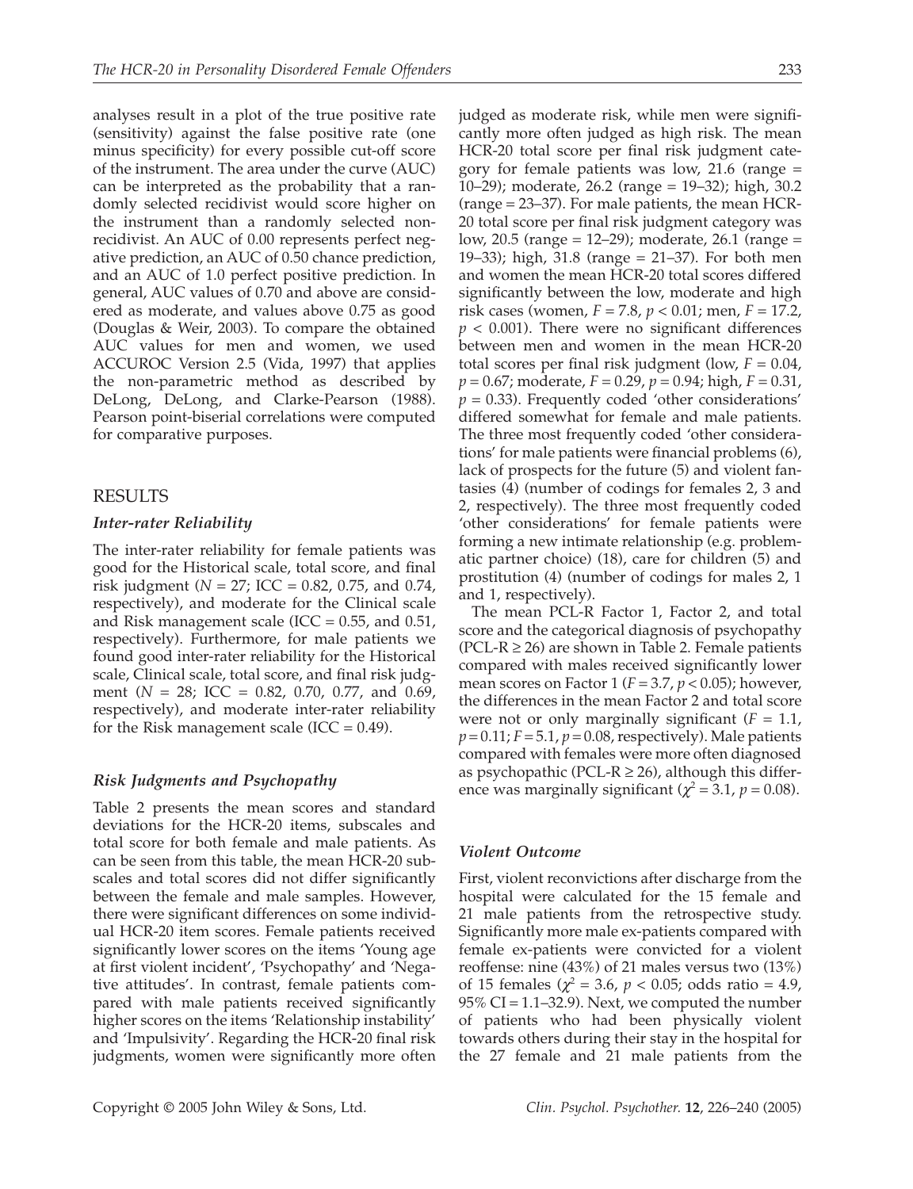analyses result in a plot of the true positive rate (sensitivity) against the false positive rate (one minus specificity) for every possible cut-off score of the instrument. The area under the curve (AUC) can be interpreted as the probability that a randomly selected recidivist would score higher on the instrument than a randomly selected nonrecidivist. An AUC of 0.00 represents perfect negative prediction, an AUC of 0.50 chance prediction, and an AUC of 1.0 perfect positive prediction. In general, AUC values of 0.70 and above are considered as moderate, and values above 0.75 as good (Douglas & Weir, 2003). To compare the obtained AUC values for men and women, we used ACCUROC Version 2.5 (Vida, 1997) that applies the non-parametric method as described by DeLong, DeLong, and Clarke-Pearson (1988). Pearson point-biserial correlations were computed for comparative purposes.

## RESULTS

### *Inter-rater Reliability*

The inter-rater reliability for female patients was good for the Historical scale, total score, and final risk judgment ($N = 27$; ICC = 0.82, 0.75, and 0.74, respectively), and moderate for the Clinical scale and Risk management scale (ICC = 0.55, and 0.51, respectively). Furthermore, for male patients we found good inter-rater reliability for the Historical scale, Clinical scale, total score, and final risk judgment ($N = 28$; ICC = 0.82, 0.70, 0.77, and 0.69, respectively), and moderate inter-rater reliability for the Risk management scale (ICC = 0.49).

### *Risk Judgments and Psychopathy*

Table 2 presents the mean scores and standard deviations for the HCR-20 items, subscales and total score for both female and male patients. As can be seen from this table, the mean HCR-20 subscales and total scores did not differ significantly between the female and male samples. However, there were significant differences on some individual HCR-20 item scores. Female patients received significantly lower scores on the items 'Young age at first violent incident', 'Psychopathy' and 'Negative attitudes'. In contrast, female patients compared with male patients received significantly higher scores on the items 'Relationship instability' and 'Impulsivity'. Regarding the HCR-20 final risk judgments, women were significantly more often judged as moderate risk, while men were significantly more often judged as high risk. The mean HCR-20 total score per final risk judgment category for female patients was low, 21.6 (range = 10–29); moderate, 26.2 (range = 19–32); high, 30.2 (range = 23–37). For male patients, the mean HCR-20 total score per final risk judgment category was low, 20.5 (range = 12–29); moderate, 26.1 (range = 19–33); high, 31.8 (range = 21–37). For both men and women the mean HCR-20 total scores differed significantly between the low, moderate and high risk cases (women, $F = 7.8$, $p < 0.01$; men, $F = 17.2$, $p < 0.001$). There were no significant differences between men and women in the mean HCR-20 total scores per final risk judgment (low, $F = 0.04$, $p = 0.67$; moderate, $F = 0.29$, $p = 0.94$; high, $F = 0.31$, $p = 0.33$). Frequently coded 'other considerations' differed somewhat for female and male patients. The three most frequently coded 'other considerations' for male patients were financial problems (6), lack of prospects for the future (5) and violent fantasies (4) (number of codings for females 2, 3 and 2, respectively). The three most frequently coded 'other considerations' for female patients were forming a new intimate relationship (e.g. problematic partner choice) (18), care for children (5) and prostitution (4) (number of codings for males 2, 1 and 1, respectively).

The mean PCL-R Factor 1, Factor 2, and total score and the categorical diagnosis of psychopathy (PCL-R ≥ 26) are shown in Table 2. Female patients compared with males received significantly lower mean scores on Factor 1 ($F = 3.7$, $p < 0.05$); however, the differences in the mean Factor 2 and total score were not or only marginally significant ($F = 1.1$, $p = 0.11$; $F = 5.1$, $p = 0.08$, respectively). Male patients compared with females were more often diagnosed as psychopathic (PCL-R ≥ 26), although this difference was marginally significant ($\chi^2 = 3.1$, $p = 0.08$).

### *Violent Outcome*

First, violent reconvictions after discharge from the hospital were calculated for the 15 female and 21 male patients from the retrospective study. Significantly more male ex-patients compared with female ex-patients were convicted for a violent reoffense: nine (43%) of 21 males versus two (13%) of 15 females ($\chi^2 = 3.6$, $p < 0.05$; odds ratio = 4.9, 95% CI = 1.1–32.9). Next, we computed the number of patients who had been physically violent towards others during their stay in the hospital for the 27 female and 21 male patients from the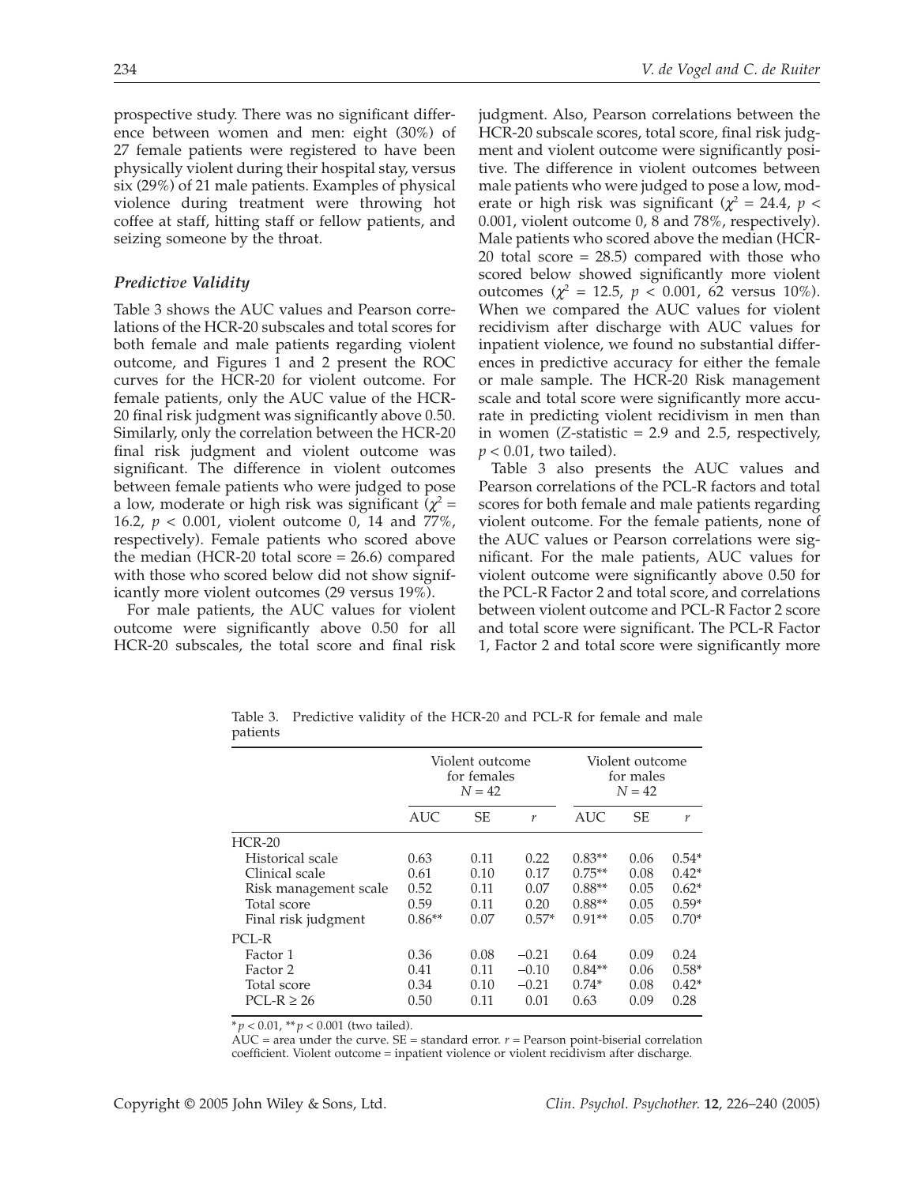prospective study. There was no significant difference between women and men: eight (30%) of 27 female patients were registered to have been physically violent during their hospital stay, versus six (29%) of 21 male patients. Examples of physical violence during treatment were throwing hot coffee at staff, hitting staff or fellow patients, and seizing someone by the throat.

### *Predictive Validity*

Table 3 shows the AUC values and Pearson correlations of the HCR-20 subscales and total scores for both female and male patients regarding violent outcome, and Figures 1 and 2 present the ROC curves for the HCR-20 for violent outcome. For female patients, only the AUC value of the HCR-20 final risk judgment was significantly above 0.50. Similarly, only the correlation between the HCR-20 final risk judgment and violent outcome was significant. The difference in violent outcomes between female patients who were judged to pose a low, moderate or high risk was significant ($\chi^2$ = 16.2, $p$ < 0.001, violent outcome 0, 14 and 77%, respectively). Female patients who scored above the median (HCR-20 total score = 26.6) compared with those who scored below did not show significantly more violent outcomes (29 versus 19%).

For male patients, the AUC values for violent outcome were significantly above 0.50 for all HCR-20 subscales, the total score and final risk judgment. Also, Pearson correlations between the HCR-20 subscale scores, total score, final risk judgment and violent outcome were significantly positive. The difference in violent outcomes between male patients who were judged to pose a low, moderate or high risk was significant ($\chi^2$ = 24.4, $p$ < 0.001, violent outcome 0, 8 and 78%, respectively). Male patients who scored above the median (HCR-20 total score = 28.5) compared with those who scored below showed significantly more violent outcomes ($\chi^2$ = 12.5, $p$ < 0.001, 62 versus 10%). When we compared the AUC values for violent recidivism after discharge with AUC values for inpatient violence, we found no substantial differences in predictive accuracy for either the female or male sample. The HCR-20 Risk management scale and total score were significantly more accurate in predicting violent recidivism in men than in women ($Z$-statistic = 2.9 and 2.5, respectively, $p$ < 0.01, two tailed).

Table 3 also presents the AUC values and Pearson correlations of the PCL-R factors and total scores for both female and male patients regarding violent outcome. For the female patients, none of the AUC values or Pearson correlations were significant. For the male patients, AUC values for violent outcome were significantly above 0.50 for the PCL-R Factor 2 and total score, and correlations between violent outcome and PCL-R Factor 2 score and total score were significant. The PCL-R Factor 1, Factor 2 and total score were significantly more

Table 3. Predictive validity of the HCR-20 and PCL-R for female and male patients

| | Violent outcome for females $N = 42$ | | | Violent outcome for males $N = 42$ | | |
|---|---|---|---|---|---|---|
| | AUC | SE | $r$ | AUC | SE | $r$ |
| HCR-20 | | | | | | |
| Historical scale | 0.63 | 0.11 | 0.22 | 0.83** | 0.06 | 0.54* |
| Clinical scale | 0.61 | 0.10 | 0.17 | 0.75** | 0.08 | 0.42* |
| Risk management scale | 0.52 | 0.11 | 0.07 | 0.88** | 0.05 | 0.62* |
| Total score | 0.59 | 0.11 | 0.20 | 0.88** | 0.05 | 0.59* |
| Final risk judgment | 0.86** | 0.07 | 0.57* | 0.91** | 0.05 | 0.70* |
| PCL-R | | | | | | |
| Factor 1 | 0.36 | 0.08 | −0.21 | 0.64 | 0.09 | 0.24 |
| Factor 2 | 0.41 | 0.11 | −0.10 | 0.84** | 0.06 | 0.58* |
| Total score | 0.34 | 0.10 | −0.21 | 0.74* | 0.08 | 0.42* |
| PCL-R ≥ 26 | 0.50 | 0.11 | 0.01 | 0.63 | 0.09 | 0.28 |

* $p$ < 0.01, ** $p$ < 0.001 (two tailed).
AUC = area under the curve. SE = standard error. $r$ = Pearson point-biserial correlation coefficient. Violent outcome = inpatient violence or violent recidivism after discharge.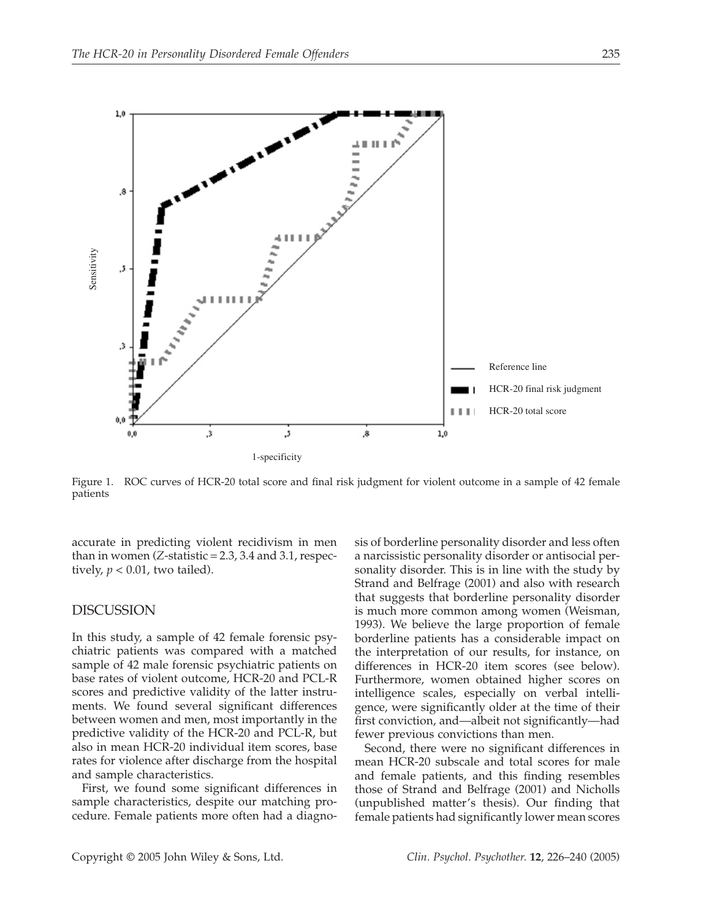Figure 1. ROC curves of HCR-20 total score and final risk judgment for violent outcome in a sample of 42 female patients

accurate in predicting violent recidivism in men than in women (Z-statistic = 2.3, 3.4 and 3.1, respectively, $p < 0.01$, two tailed).

## DISCUSSION

In this study, a sample of 42 female forensic psychiatric patients was compared with a matched sample of 42 male forensic psychiatric patients on base rates of violent outcome, HCR-20 and PCL-R scores and predictive validity of the latter instruments. We found several significant differences between women and men, most importantly in the predictive validity of the HCR-20 and PCL-R, but also in mean HCR-20 individual item scores, base rates for violence after discharge from the hospital and sample characteristics.

First, we found some significant differences in sample characteristics, despite our matching procedure. Female patients more often had a diagnosis of borderline personality disorder and less often a narcissistic personality disorder or antisocial personality disorder. This is in line with the study by Strand and Belfrage (2001) and also with research that suggests that borderline personality disorder is much more common among women (Weisman, 1993). We believe the large proportion of female borderline patients has a considerable impact on the interpretation of our results, for instance, on differences in HCR-20 item scores (see below). Furthermore, women obtained higher scores on intelligence scales, especially on verbal intelligence, were significantly older at the time of their first conviction, and—albeit not significantly—had fewer previous convictions than men.

Second, there were no significant differences in mean HCR-20 subscale and total scores for male and female patients, and this finding resembles those of Strand and Belfrage (2001) and Nicholls (unpublished matter's thesis). Our finding that female patients had significantly lower mean scores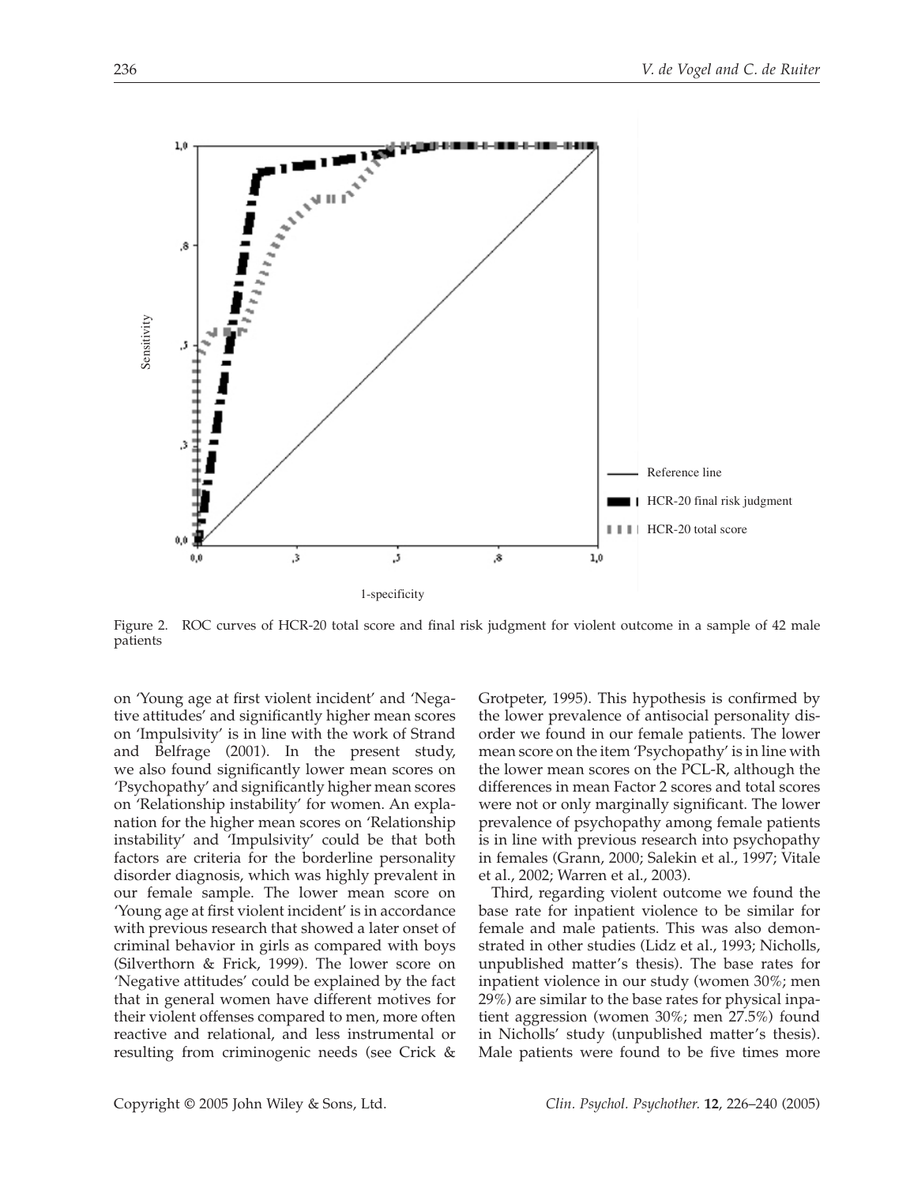Figure 2. ROC curves of HCR-20 total score and final risk judgment for violent outcome in a sample of 42 male patients

on 'Young age at first violent incident' and 'Negative attitudes' and significantly higher mean scores on 'Impulsivity' is in line with the work of Strand and Belfrage (2001). In the present study, we also found significantly lower mean scores on 'Psychopathy' and significantly higher mean scores on 'Relationship instability' for women. An explanation for the higher mean scores on 'Relationship instability' and 'Impulsivity' could be that both factors are criteria for the borderline personality disorder diagnosis, which was highly prevalent in our female sample. The lower mean score on 'Young age at first violent incident' is in accordance with previous research that showed a later onset of criminal behavior in girls as compared with boys (Silverthorn & Frick, 1999). The lower score on 'Negative attitudes' could be explained by the fact that in general women have different motives for their violent offenses compared to men, more often reactive and relational, and less instrumental or resulting from criminogenic needs (see Crick & Grotpeter, 1995). This hypothesis is confirmed by the lower prevalence of antisocial personality disorder we found in our female patients. The lower mean score on the item 'Psychopathy' is in line with the lower mean scores on the PCL-R, although the differences in mean Factor 2 scores and total scores were not or only marginally significant. The lower prevalence of psychopathy among female patients is in line with previous research into psychopathy in females (Grann, 2000; Salekin et al., 1997; Vitale et al., 2002; Warren et al., 2003).

Third, regarding violent outcome we found the base rate for inpatient violence to be similar for female and male patients. This was also demonstrated in other studies (Lidz et al., 1993; Nicholls, unpublished matter's thesis). The base rates for inpatient violence in our study (women 30%; men 29%) are similar to the base rates for physical inpatient aggression (women 30%; men 27.5%) found in Nicholls' study (unpublished matter's thesis). Male patients were found to be five times more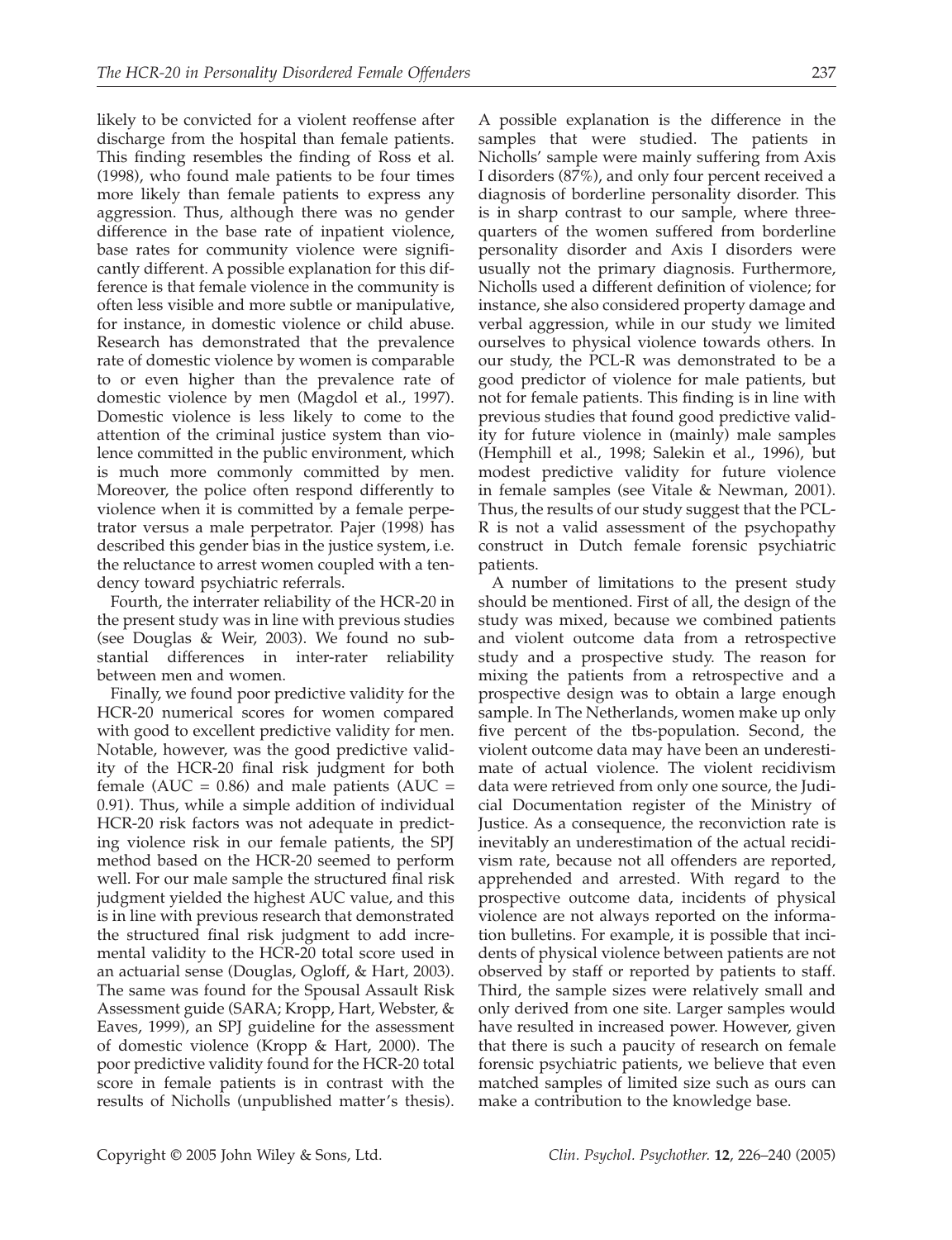likely to be convicted for a violent reoffense after discharge from the hospital than female patients. This finding resembles the finding of Ross et al. (1998), who found male patients to be four times more likely than female patients to express any aggression. Thus, although there was no gender difference in the base rate of inpatient violence, base rates for community violence were significantly different. A possible explanation for this difference is that female violence in the community is often less visible and more subtle or manipulative, for instance, in domestic violence or child abuse. Research has demonstrated that the prevalence rate of domestic violence by women is comparable to or even higher than the prevalence rate of domestic violence by men (Magdol et al., 1997). Domestic violence is less likely to come to the attention of the criminal justice system than violence committed in the public environment, which is much more commonly committed by men. Moreover, the police often respond differently to violence when it is committed by a female perpetrator versus a male perpetrator. Pajer (1998) has described this gender bias in the justice system, i.e. the reluctance to arrest women coupled with a tendency toward psychiatric referrals.

Fourth, the interrater reliability of the HCR-20 in the present study was in line with previous studies (see Douglas & Weir, 2003). We found no substantial differences in inter-rater reliability between men and women.

Finally, we found poor predictive validity for the HCR-20 numerical scores for women compared with good to excellent predictive validity for men. Notable, however, was the good predictive validity of the HCR-20 final risk judgment for both female (AUC = 0.86) and male patients (AUC = 0.91). Thus, while a simple addition of individual HCR-20 risk factors was not adequate in predicting violence risk in our female patients, the SPJ method based on the HCR-20 seemed to perform well. For our male sample the structured final risk judgment yielded the highest AUC value, and this is in line with previous research that demonstrated the structured final risk judgment to add incremental validity to the HCR-20 total score used in an actuarial sense (Douglas, Ogloff, & Hart, 2003). The same was found for the Spousal Assault Risk Assessment guide (SARA; Kropp, Hart, Webster, & Eaves, 1999), an SPJ guideline for the assessment of domestic violence (Kropp & Hart, 2000). The poor predictive validity found for the HCR-20 total score in female patients is in contrast with the results of Nicholls (unpublished matter's thesis). A possible explanation is the difference in the samples that were studied. The patients in Nicholls' sample were mainly suffering from Axis I disorders (87%), and only four percent received a diagnosis of borderline personality disorder. This is in sharp contrast to our sample, where three-quarters of the women suffered from borderline personality disorder and Axis I disorders were usually not the primary diagnosis. Furthermore, Nicholls used a different definition of violence; for instance, she also considered property damage and verbal aggression, while in our study we limited ourselves to physical violence towards others. In our study, the PCL-R was demonstrated to be a good predictor of violence for male patients, but not for female patients. This finding is in line with previous studies that found good predictive validity for future violence in (mainly) male samples (Hemphill et al., 1998; Salekin et al., 1996), but modest predictive validity for future violence in female samples (see Vitale & Newman, 2001). Thus, the results of our study suggest that the PCL-R is not a valid assessment of the psychopathy construct in Dutch female forensic psychiatric patients.

A number of limitations to the present study should be mentioned. First of all, the design of the study was mixed, because we combined patients and violent outcome data from a retrospective study and a prospective study. The reason for mixing the patients from a retrospective and a prospective design was to obtain a large enough sample. In The Netherlands, women make up only five percent of the tbs-population. Second, the violent outcome data may have been an underestimate of actual violence. The violent recidivism data were retrieved from only one source, the Judicial Documentation register of the Ministry of Justice. As a consequence, the reconviction rate is inevitably an underestimation of the actual recidivism rate, because not all offenders are reported, apprehended and arrested. With regard to the prospective outcome data, incidents of physical violence are not always reported on the information bulletins. For example, it is possible that incidents of physical violence between patients are not observed by staff or reported by patients to staff. Third, the sample sizes were relatively small and only derived from one site. Larger samples would have resulted in increased power. However, given that there is such a paucity of research on female forensic psychiatric patients, we believe that even matched samples of limited size such as ours can make a contribution to the knowledge base.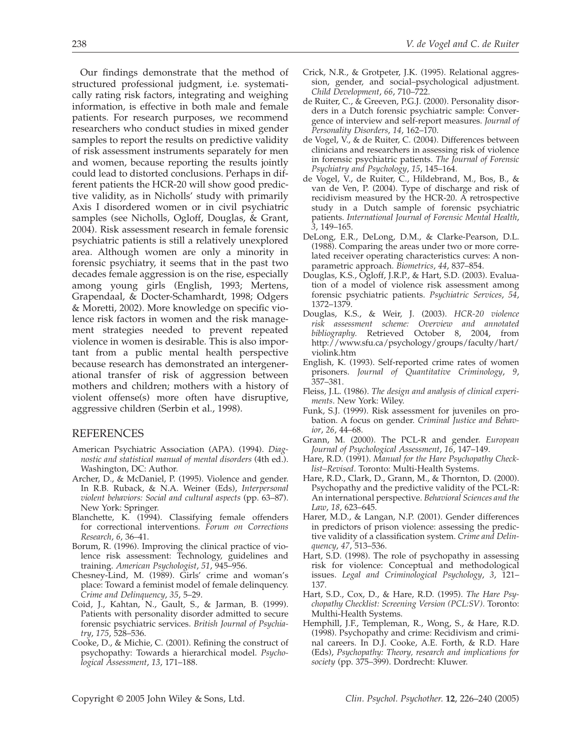Our findings demonstrate that the method of structured professional judgment, i.e. systematically rating risk factors, integrating and weighing information, is effective in both male and female patients. For research purposes, we recommend researchers who conduct studies in mixed gender samples to report the results on predictive validity of risk assessment instruments separately for men and women, because reporting the results jointly could lead to distorted conclusions. Perhaps in different patients the HCR-20 will show good predictive validity, as in Nicholls' study with primarily Axis I disordered women or in civil psychiatric samples (see Nicholls, Ogloff, Douglas, & Grant, 2004). Risk assessment research in female forensic psychiatric patients is still a relatively unexplored area. Although women are only a minority in forensic psychiatry, it seems that in the past two decades female aggression is on the rise, especially among young girls (English, 1993; Mertens, Grapendaal, & Docter-Schamhardt, 1998; Odgers & Moretti, 2002). More knowledge on specific violence risk factors in women and the risk management strategies needed to prevent repeated violence in women is desirable. This is also important from a public mental health perspective because research has demonstrated an intergenerational transfer of risk of aggression between mothers and children; mothers with a history of violent offense(s) more often have disruptive, aggressive children (Serbin et al., 1998).

## REFERENCES

American Psychiatric Association (APA). (1994). *Diagnostic and statistical manual of mental disorders* (4th ed.). Washington, DC: Author.

Archer, D., & McDaniel, P. (1995). Violence and gender. In R.B. Ruback, & N.A. Weiner (Eds), *Interpersonal violent behaviors: Social and cultural aspects* (pp. 63–87). New York: Springer.

Blanchette, K. (1994). Classifying female offenders for correctional interventions. *Forum on Corrections Research*, *6*, 36–41.

Borum, R. (1996). Improving the clinical practice of violence risk assessment: Technology, guidelines and training. *American Psychologist*, *51*, 945–956.

Chesney-Lind, M. (1989). Girls' crime and woman's place: Toward a feminist model of female delinquency. *Crime and Delinquency*, *35*, 5–29.

Coid, J., Kahtan, N., Gault, S., & Jarman, B. (1999). Patients with personality disorder admitted to secure forensic psychiatric services. *British Journal of Psychiatry*, *175*, 528–536.

Cooke, D., & Michie, C. (2001). Refining the construct of psychopathy: Towards a hierarchical model. *Psychological Assessment*, *13*, 171–188.

Crick, N.R., & Grotpeter, J.K. (1995). Relational aggression, gender, and social–psychological adjustment. *Child Development*, *66*, 710–722.

de Ruiter, C., & Greeven, P.G.J. (2000). Personality disorders in a Dutch forensic psychiatric sample: Convergence of interview and self-report measures. *Journal of Personality Disorders*, *14*, 162–170.

de Vogel, V., & de Ruiter, C. (2004). Differences between clinicians and researchers in assessing risk of violence in forensic psychiatric patients. *The Journal of Forensic Psychiatry and Psychology*, *15*, 145–164.

de Vogel, V., de Ruiter, C., Hildebrand, M., Bos, B., & van de Ven, P. (2004). Type of discharge and risk of recidivism measured by the HCR-20. A retrospective study in a Dutch sample of forensic psychiatric patients. *International Journal of Forensic Mental Health*, *3*, 149–165.

DeLong, E.R., DeLong, D.M., & Clarke-Pearson, D.L. (1988). Comparing the areas under two or more correlated receiver operating characteristics curves: A nonparametric approach. *Biometrics*, *44*, 837–854.

Douglas, K.S., Ogloff, J.R.P., & Hart, S.D. (2003). Evaluation of a model of violence risk assessment among forensic psychiatric patients. *Psychiatric Services*, *54*, 1372–1379.

Douglas, K.S., & Weir, J. (2003). *HCR-20 violence risk assessment scheme: Overview and annotated bibliography.* Retrieved October 8, 2004, from http://www.sfu.ca/psychology/groups/faculty/hart/violink.htm

English, K. (1993). Self-reported crime rates of women prisoners. *Journal of Quantitative Criminology*, *9*, 357–381.

Fleiss, J.L. (1986). *The design and analysis of clinical experiments.* New York: Wiley.

Funk, S.J. (1999). Risk assessment for juveniles on probation. A focus on gender. *Criminal Justice and Behavior*, *26*, 44–68.

Grann, M. (2000). The PCL-R and gender. *European Journal of Psychological Assessment*, *16*, 147–149.

Hare, R.D. (1991). *Manual for the Hare Psychopathy Checklist–Revised.* Toronto: Multi-Health Systems.

Hare, R.D., Clark, D., Grann, M., & Thornton, D. (2000). Psychopathy and the predictive validity of the PCL-R: An international perspective. *Behavioral Sciences and the Law*, *18*, 623–645.

Harer, M.D., & Langan, N.P. (2001). Gender differences in predictors of prison violence: assessing the predictive validity of a classification system. *Crime and Delinquency*, *47*, 513–536.

Hart, S.D. (1998). The role of psychopathy in assessing risk for violence: Conceptual and methodological issues. *Legal and Criminological Psychology*, *3*, 121–137.

Hart, S.D., Cox, D., & Hare, R.D. (1995). *The Hare Psychopathy Checklist: Screening Version (PCL:SV).* Toronto: Multhi-Health Systems.

Hemphill, J.F., Templeman, R., Wong, S., & Hare, R.D. (1998). Psychopathy and crime: Recidivism and criminal careers. In D.J. Cooke, A.E. Forth, & R.D. Hare (Eds), *Psychopathy: Theory, research and implications for society* (pp. 375–399). Dordrecht: Kluwer.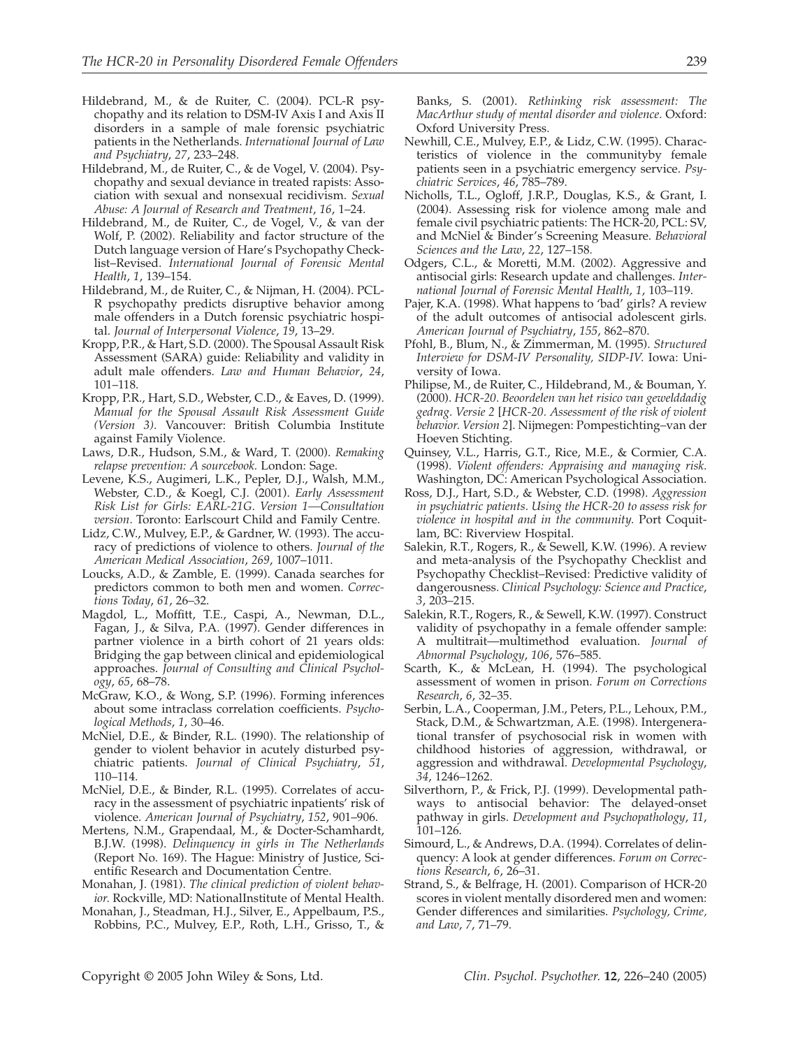Hildebrand, M., & de Ruiter, C. (2004). PCL-R psychopathy and its relation to DSM-IV Axis I and Axis II disorders in a sample of male forensic psychiatric patients in the Netherlands. *International Journal of Law and Psychiatry*, *27*, 233–248.

Hildebrand, M., de Ruiter, C., & de Vogel, V. (2004). Psychopathy and sexual deviance in treated rapists: Association with sexual and nonsexual recidivism. *Sexual Abuse: A Journal of Research and Treatment*, *16*, 1–24.

Hildebrand, M., de Ruiter, C., de Vogel, V., & van der Wolf, P. (2002). Reliability and factor structure of the Dutch language version of Hare's Psychopathy Checklist–Revised. *International Journal of Forensic Mental Health*, *1*, 139–154.

Hildebrand, M., de Ruiter, C., & Nijman, H. (2004). PCL-R psychopathy predicts disruptive behavior among male offenders in a Dutch forensic psychiatric hospital. *Journal of Interpersonal Violence*, *19*, 13–29.

Kropp, P.R., & Hart, S.D. (2000). The Spousal Assault Risk Assessment (SARA) guide: Reliability and validity in adult male offenders. *Law and Human Behavior*, *24*, 101–118.

Kropp, P.R., Hart, S.D., Webster, C.D., & Eaves, D. (1999). *Manual for the Spousal Assault Risk Assessment Guide (Version 3).* Vancouver: British Columbia Institute against Family Violence.

Laws, D.R., Hudson, S.M., & Ward, T. (2000). *Remaking relapse prevention: A sourcebook.* London: Sage.

Levene, K.S., Augimeri, L.K., Pepler, D.J., Walsh, M.M., Webster, C.D., & Koegl, C.J. (2001). *Early Assessment Risk List for Girls: EARL-21G. Version 1—Consultation version.* Toronto: Earlscourt Child and Family Centre.

Lidz, C.W., Mulvey, E.P., & Gardner, W. (1993). The accuracy of predictions of violence to others. *Journal of the American Medical Association*, *269*, 1007–1011.

Loucks, A.D., & Zamble, E. (1999). Canada searches for predictors common to both men and women. *Corrections Today*, *61*, 26–32.

Magdol, L., Moffitt, T.E., Caspi, A., Newman, D.L., Fagan, J., & Silva, P.A. (1997). Gender differences in partner violence in a birth cohort of 21 years olds: Bridging the gap between clinical and epidemiological approaches. *Journal of Consulting and Clinical Psychology*, *65*, 68–78.

McGraw, K.O., & Wong, S.P. (1996). Forming inferences about some intraclass correlation coefficients. *Psychological Methods*, *1*, 30–46.

McNiel, D.E., & Binder, R.L. (1990). The relationship of gender to violent behavior in acutely disturbed psychiatric patients. *Journal of Clinical Psychiatry*, *51*, 110–114.

McNiel, D.E., & Binder, R.L. (1995). Correlates of accuracy in the assessment of psychiatric inpatients' risk of violence. *American Journal of Psychiatry*, *152*, 901–906.

Mertens, N.M., Grapendaal, M., & Docter-Schamhardt, B.J.W. (1998). *Delinquency in girls in The Netherlands* (Report No. 169). The Hague: Ministry of Justice, Scientific Research and Documentation Centre.

Monahan, J. (1981). *The clinical prediction of violent behavior.* Rockville, MD: NationalInstitute of Mental Health.

Monahan, J., Steadman, H.J., Silver, E., Appelbaum, P.S., Robbins, P.C., Mulvey, E.P., Roth, L.H., Grisso, T., & Banks, S. (2001). *Rethinking risk assessment: The MacArthur study of mental disorder and violence.* Oxford: Oxford University Press.

Newhill, C.E., Mulvey, E.P., & Lidz, C.W. (1995). Characteristics of violence in the communityby female patients seen in a psychiatric emergency service. *Psychiatric Services*, *46*, 785–789.

Nicholls, T.L., Ogloff, J.R.P., Douglas, K.S., & Grant, I. (2004). Assessing risk for violence among male and female civil psychiatric patients: The HCR-20, PCL: SV, and McNiel & Binder's Screening Measure. *Behavioral Sciences and the Law*, *22*, 127–158.

Odgers, C.L., & Moretti, M.M. (2002). Aggressive and antisocial girls: Research update and challenges. *International Journal of Forensic Mental Health*, *1*, 103–119.

Pajer, K.A. (1998). What happens to 'bad' girls? A review of the adult outcomes of antisocial adolescent girls. *American Journal of Psychiatry*, *155*, 862–870.

Pfohl, B., Blum, N., & Zimmerman, M. (1995). *Structured Interview for DSM-IV Personality, SIDP-IV.* Iowa: University of Iowa.

Philipse, M., de Ruiter, C., Hildebrand, M., & Bouman, Y. (2000). *HCR-20. Beoordelen van het risico van gewelddadig gedrag. Versie 2* [*HCR-20. Assessment of the risk of violent behavior. Version 2*]. Nijmegen: Pompestichting–van der Hoeven Stichting.

Quinsey, V.L., Harris, G.T., Rice, M.E., & Cormier, C.A. (1998). *Violent offenders: Appraising and managing risk.* Washington, DC: American Psychological Association.

Ross, D.J., Hart, S.D., & Webster, C.D. (1998). *Aggression in psychiatric patients. Using the HCR-20 to assess risk for violence in hospital and in the community.* Port Coquitlam, BC: Riverview Hospital.

Salekin, R.T., Rogers, R., & Sewell, K.W. (1996). A review and meta-analysis of the Psychopathy Checklist and Psychopathy Checklist–Revised: Predictive validity of dangerousness. *Clinical Psychology: Science and Practice*, *3*, 203–215.

Salekin, R.T., Rogers, R., & Sewell, K.W. (1997). Construct validity of psychopathy in a female offender sample: A multitrait—multimethod evaluation. *Journal of Abnormal Psychology*, *106*, 576–585.

Scarth, K., & McLean, H. (1994). The psychological assessment of women in prison. *Forum on Corrections Research*, *6*, 32–35.

Serbin, L.A., Cooperman, J.M., Peters, P.L., Lehoux, P.M., Stack, D.M., & Schwartzman, A.E. (1998). Intergenerational transfer of psychosocial risk in women with childhood histories of aggression, withdrawal, or aggression and withdrawal. *Developmental Psychology*, *34*, 1246–1262.

Silverthorn, P., & Frick, P.J. (1999). Developmental pathways to antisocial behavior: The delayed-onset pathway in girls. *Development and Psychopathology*, *11*, 101–126.

Simourd, L., & Andrews, D.A. (1994). Correlates of delinquency: A look at gender differences. *Forum on Corrections Research*, *6*, 26–31.

Strand, S., & Belfrage, H. (2001). Comparison of HCR-20 scores in violent mentally disordered men and women: Gender differences and similarities. *Psychology, Crime, and Law*, *7*, 71–79.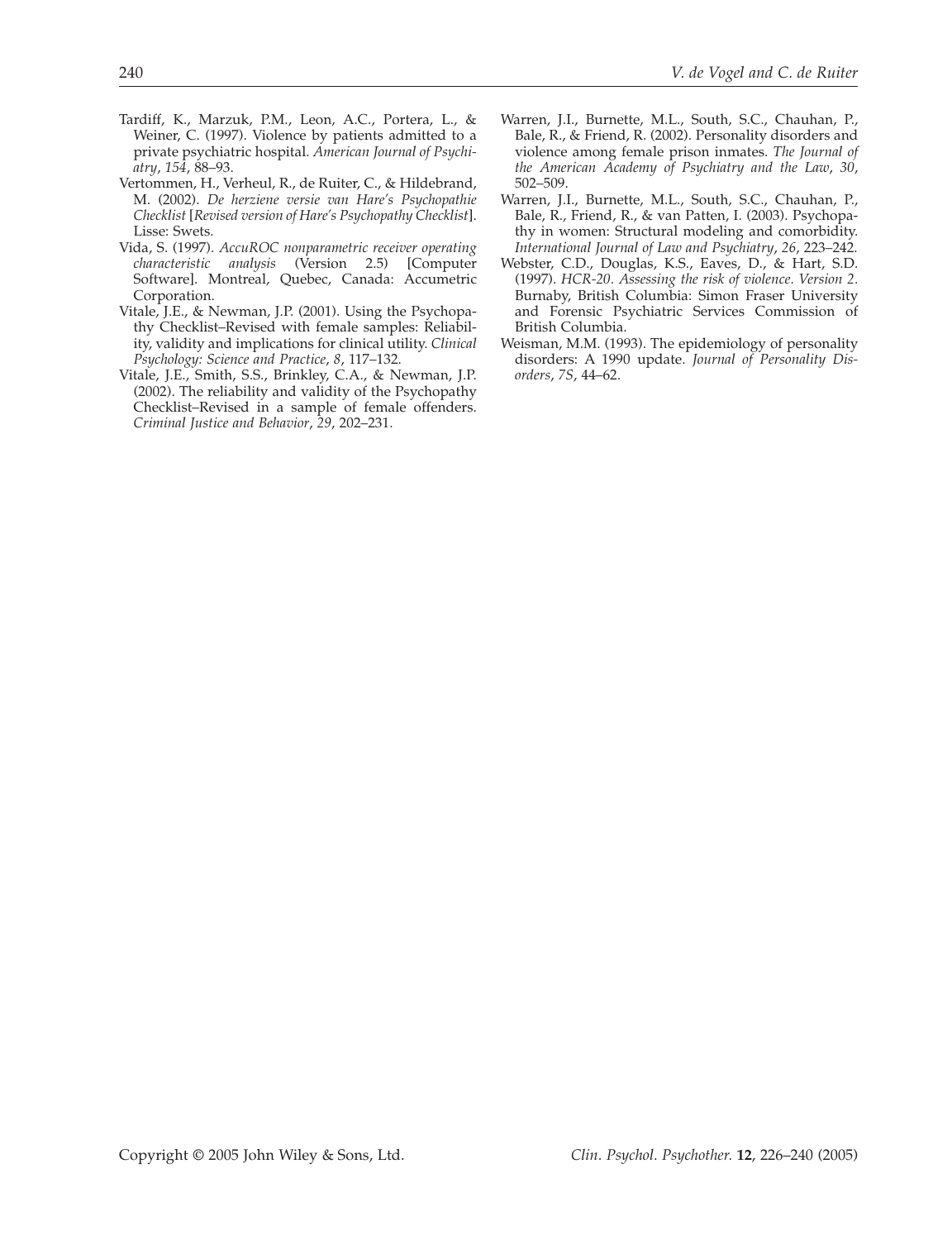Tardiff, K., Marzuk, P.M., Leon, A.C., Portera, L., & Weiner, C. (1997). Violence by patients admitted to a private psychiatric hospital. *American Journal of Psychiatry*, *154*, 88–93.

Vertommen, H., Verheul, R., de Ruiter, C., & Hildebrand, M. (2002). *De herziene versie van Hare's Psychopathie Checklist* [*Revised version of Hare's Psychopathy Checklist*]. Lisse: Swets.

Vida, S. (1997). *AccuROC nonparametric receiver operating characteristic analysis* (Version 2.5) [Computer Software]. Montreal, Quebec, Canada: Accumetric Corporation.

Vitale, J.E., & Newman, J.P. (2001). Using the Psychopathy Checklist–Revised with female samples: Reliability, validity and implications for clinical utility. *Clinical Psychology: Science and Practice*, *8*, 117–132.

Vitale, J.E., Smith, S.S., Brinkley, C.A., & Newman, J.P. (2002). The reliability and validity of the Psychopathy Checklist–Revised in a sample of female offenders. *Criminal Justice and Behavior*, *29*, 202–231.

Warren, J.I., Burnette, M.L., South, S.C., Chauhan, P., Bale, R., & Friend, R. (2002). Personality disorders and violence among female prison inmates. *The Journal of the American Academy of Psychiatry and the Law*, *30*, 502–509.

Warren, J.I., Burnette, M.L., South, S.C., Chauhan, P., Bale, R., Friend, R., & van Patten, I. (2003). Psychopathy in women: Structural modeling and comorbidity. *International Journal of Law and Psychiatry*, *26*, 223–242.

Webster, C.D., Douglas, K.S., Eaves, D., & Hart, S.D. (1997). *HCR-20. Assessing the risk of violence. Version 2*. Burnaby, British Columbia: Simon Fraser University and Forensic Psychiatric Services Commission of British Columbia.

Weisman, M.M. (1993). The epidemiology of personality disorders: A 1990 update. *Journal of Personality Disorders*, *7S*, 44–62.